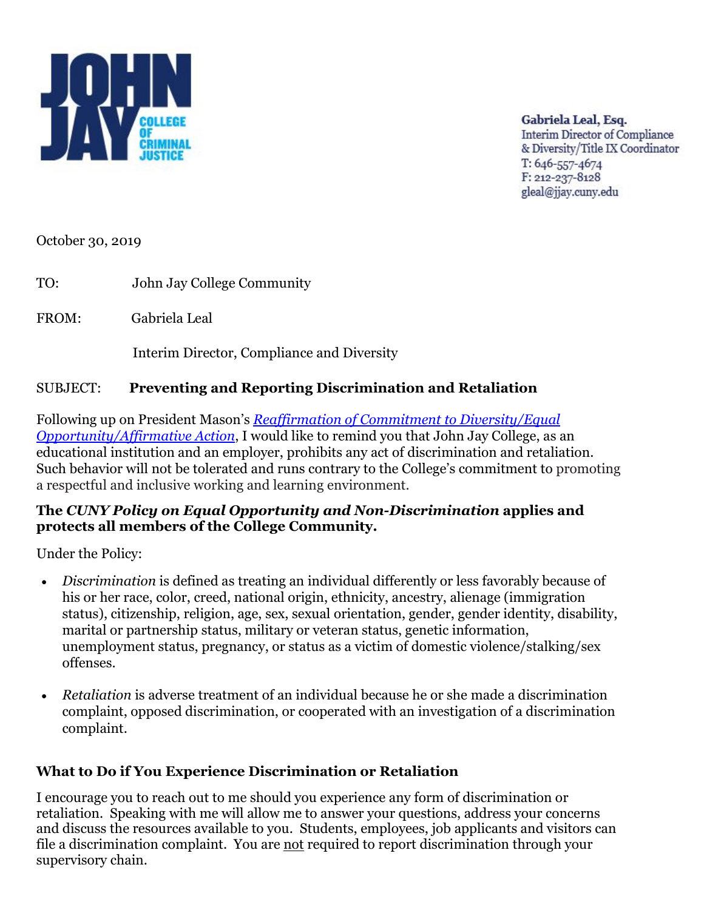JOHN JAY COLLEGE OF CRIMINAL JUSTICE

Gabriela Leal, Esq.
Interim Director of Compliance & Diversity/Title IX Coordinator
T: 646-557-4674
F: 212-237-8128
gleal@jjay.cuny.edu

October 30, 2019

TO: John Jay College Community

FROM: Gabriela Leal

Interim Director, Compliance and Diversity

SUBJECT: **Preventing and Reporting Discrimination and Retaliation**

Following up on President Mason's *Reaffirmation of Commitment to Diversity/Equal Opportunity/Affirmative Action*, I would like to remind you that John Jay College, as an educational institution and an employer, prohibits any act of discrimination and retaliation. Such behavior will not be tolerated and runs contrary to the College's commitment to promoting a respectful and inclusive working and learning environment.

**The *CUNY Policy on Equal Opportunity and Non-Discrimination* applies and protects all members of the College Community.**

Under the Policy:

- *Discrimination* is defined as treating an individual differently or less favorably because of his or her race, color, creed, national origin, ethnicity, ancestry, alienage (immigration status), citizenship, religion, age, sex, sexual orientation, gender, gender identity, disability, marital or partnership status, military or veteran status, genetic information, unemployment status, pregnancy, or status as a victim of domestic violence/stalking/sex offenses.

- *Retaliation* is adverse treatment of an individual because he or she made a discrimination complaint, opposed discrimination, or cooperated with an investigation of a discrimination complaint.

### What to Do if You Experience Discrimination or Retaliation

I encourage you to reach out to me should you experience any form of discrimination or retaliation. Speaking with me will allow me to answer your questions, address your concerns and discuss the resources available to you. Students, employees, job applicants and visitors can file a discrimination complaint. You are <u>not</u> required to report discrimination through your supervisory chain.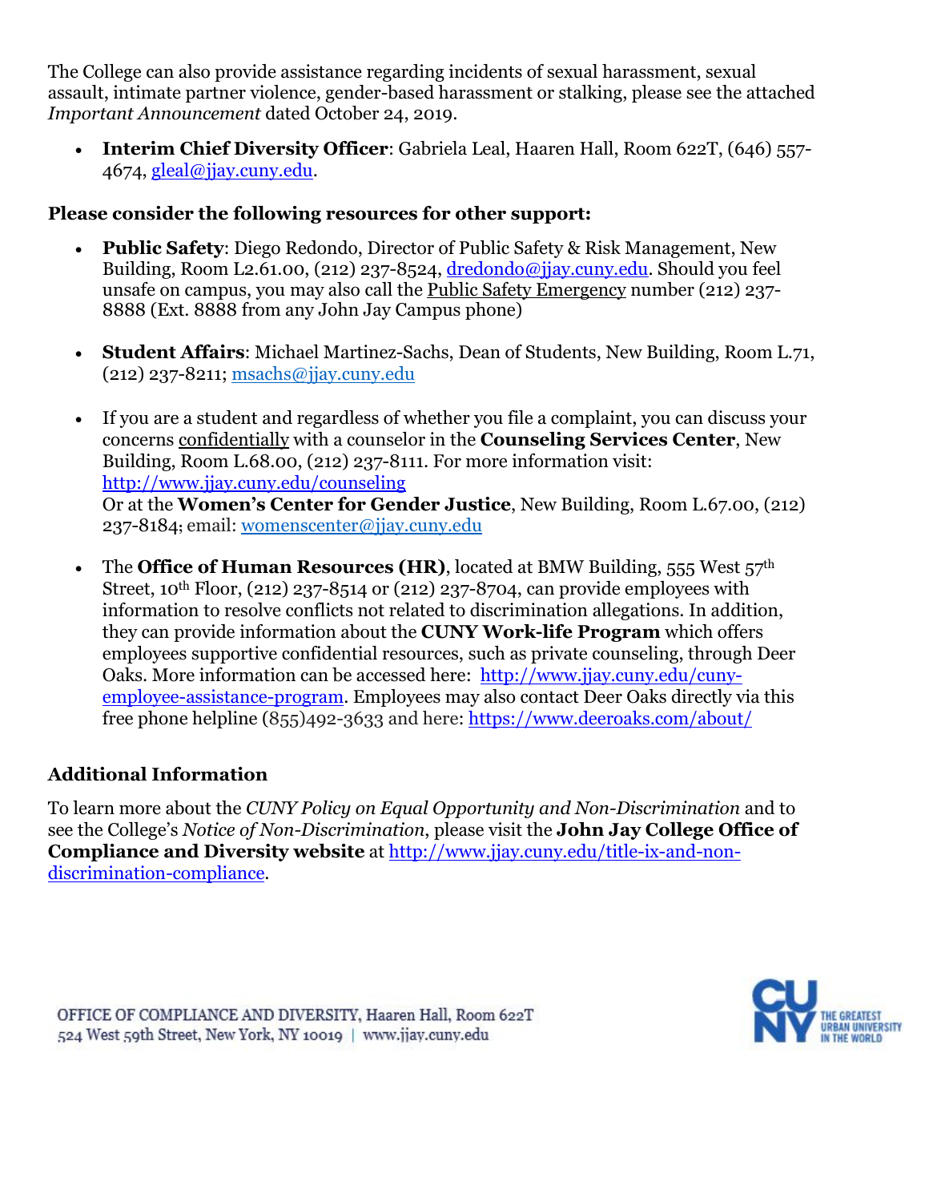The College can also provide assistance regarding incidents of sexual harassment, sexual assault, intimate partner violence, gender-based harassment or stalking, please see the attached *Important Announcement* dated October 24, 2019.

- **Interim Chief Diversity Officer**: Gabriela Leal, Haaren Hall, Room 622T, (646) 557-4674, gleal@jjay.cuny.edu.

**Please consider the following resources for other support:**

- **Public Safety**: Diego Redondo, Director of Public Safety & Risk Management, New Building, Room L2.61.00, (212) 237-8524, dredondo@jjay.cuny.edu. Should you feel unsafe on campus, you may also call the Public Safety Emergency number (212) 237-8888 (Ext. 8888 from any John Jay Campus phone)

- **Student Affairs**: Michael Martinez-Sachs, Dean of Students, New Building, Room L.71, (212) 237-8211; msachs@jjay.cuny.edu

- If you are a student and regardless of whether you file a complaint, you can discuss your concerns confidentially with a counselor in the **Counseling Services Center**, New Building, Room L.68.00, (212) 237-8111. For more information visit: http://www.jjay.cuny.edu/counseling
  Or at the **Women's Center for Gender Justice**, New Building, Room L.67.00, (212) 237-8184; email: womenscenter@jjay.cuny.edu

- The **Office of Human Resources (HR)**, located at BMW Building, 555 West 57th Street, 10th Floor, (212) 237-8514 or (212) 237-8704, can provide employees with information to resolve conflicts not related to discrimination allegations. In addition, they can provide information about the **CUNY Work-life Program** which offers employees supportive confidential resources, such as private counseling, through Deer Oaks. More information can be accessed here: http://www.jjay.cuny.edu/cuny-employee-assistance-program. Employees may also contact Deer Oaks directly via this free phone helpline (855)492-3633 and here: https://www.deeroaks.com/about/

## Additional Information

To learn more about the *CUNY Policy on Equal Opportunity and Non-Discrimination* and to see the College's *Notice of Non-Discrimination*, please visit the **John Jay College Office of Compliance and Diversity website** at http://www.jjay.cuny.edu/title-ix-and-non-discrimination-compliance.

OFFICE OF COMPLIANCE AND DIVERSITY, Haaren Hall, Room 622T
524 West 59th Street, New York, NY 10019 | www.jjay.cuny.edu

CUNY THE GREATEST URBAN UNIVERSITY IN THE WORLD